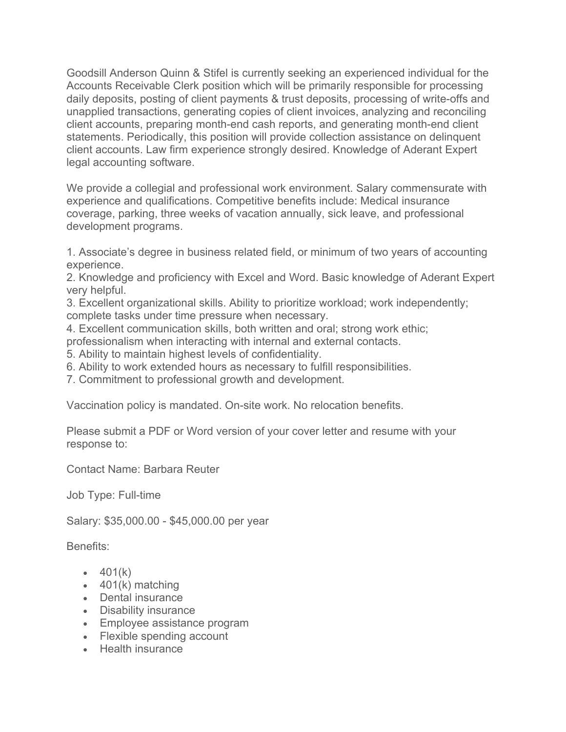Goodsill Anderson Quinn & Stifel is currently seeking an experienced individual for the Accounts Receivable Clerk position which will be primarily responsible for processing daily deposits, posting of client payments & trust deposits, processing of write-offs and unapplied transactions, generating copies of client invoices, analyzing and reconciling client accounts, preparing month-end cash reports, and generating month-end client statements. Periodically, this position will provide collection assistance on delinquent client accounts. Law firm experience strongly desired. Knowledge of Aderant Expert legal accounting software.

We provide a collegial and professional work environment. Salary commensurate with experience and qualifications. Competitive benefits include: Medical insurance coverage, parking, three weeks of vacation annually, sick leave, and professional development programs.

1. Associate's degree in business related field, or minimum of two years of accounting experience.
2. Knowledge and proficiency with Excel and Word. Basic knowledge of Aderant Expert very helpful.
3. Excellent organizational skills. Ability to prioritize workload; work independently; complete tasks under time pressure when necessary.
4. Excellent communication skills, both written and oral; strong work ethic; professionalism when interacting with internal and external contacts.
5. Ability to maintain highest levels of confidentiality.
6. Ability to work extended hours as necessary to fulfill responsibilities.
7. Commitment to professional growth and development.

Vaccination policy is mandated. On-site work. No relocation benefits.

Please submit a PDF or Word version of your cover letter and resume with your response to:

Contact Name: Barbara Reuter

Job Type: Full-time

Salary: $35,000.00 - $45,000.00 per year

Benefits:

- 401(k)
- 401(k) matching
- Dental insurance
- Disability insurance
- Employee assistance program
- Flexible spending account
- Health insurance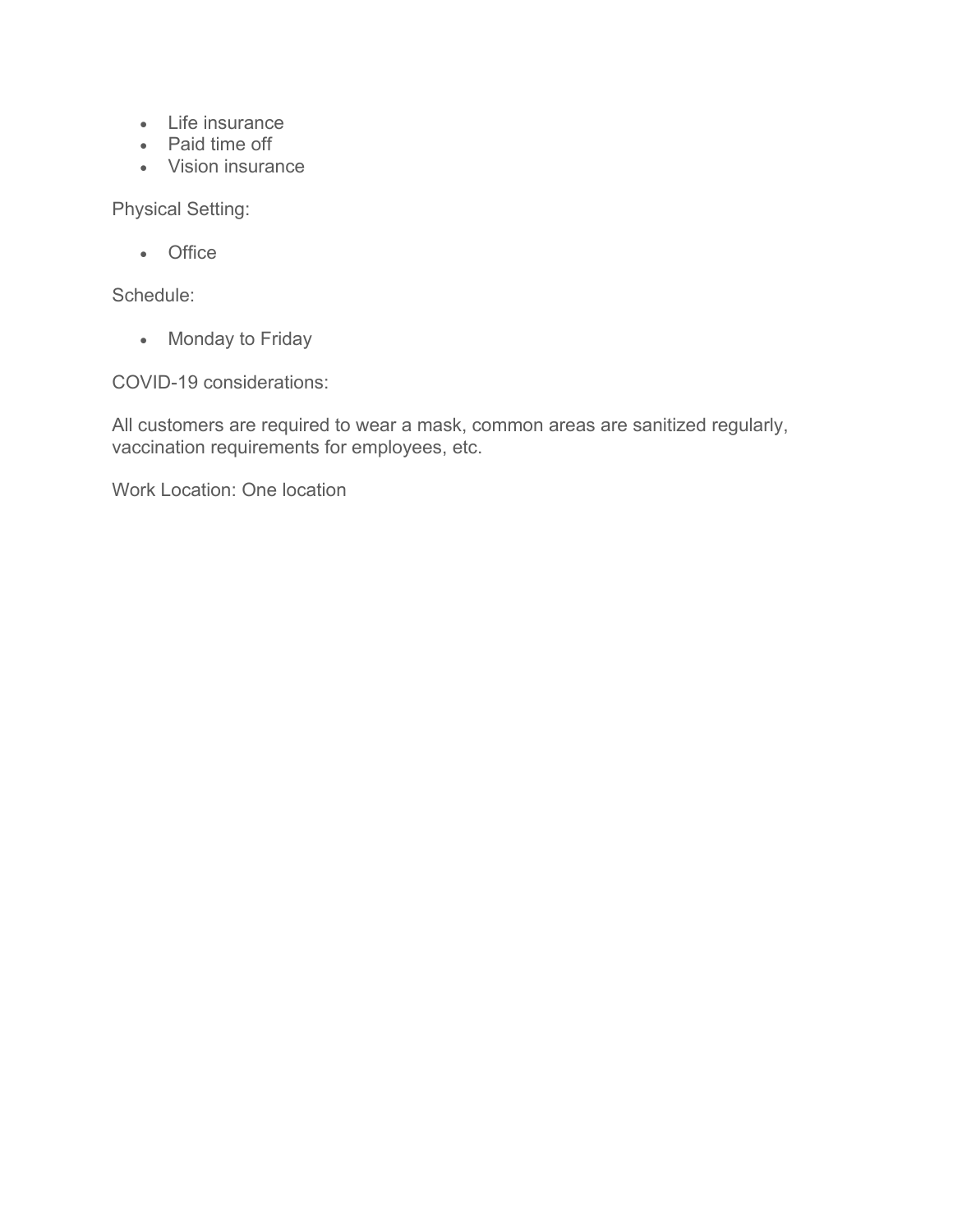- Life insurance
- Paid time off
- Vision insurance

Physical Setting:

- Office

Schedule:

- Monday to Friday

COVID-19 considerations:

All customers are required to wear a mask, common areas are sanitized regularly, vaccination requirements for employees, etc.

Work Location: One location